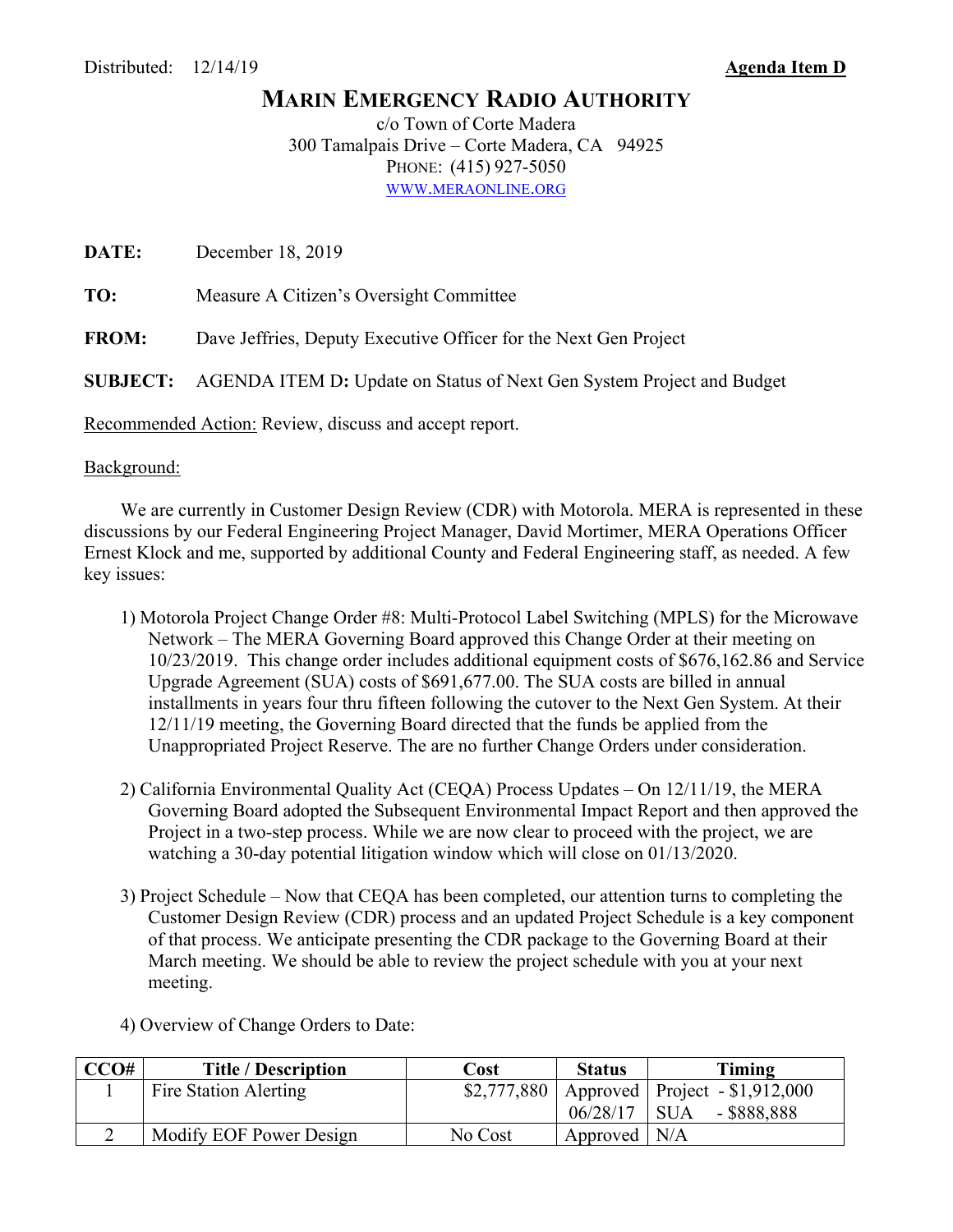Distributed: 12/14/19 **Agenda Item D**

# MARIN EMERGENCY RADIO AUTHORITY

c/o Town of Corte Madera
300 Tamalpais Drive – Corte Madera, CA 94925
PHONE: (415) 927-5050
WWW.MERAONLINE.ORG

**DATE:** December 18, 2019

**TO:** Measure A Citizen's Oversight Committee

**FROM:** Dave Jeffries, Deputy Executive Officer for the Next Gen Project

**SUBJECT:** AGENDA ITEM D**:** Update on Status of Next Gen System Project and Budget

Recommended Action: Review, discuss and accept report.

Background:

We are currently in Customer Design Review (CDR) with Motorola. MERA is represented in these discussions by our Federal Engineering Project Manager, David Mortimer, MERA Operations Officer Ernest Klock and me, supported by additional County and Federal Engineering staff, as needed. A few key issues:

1) Motorola Project Change Order #8: Multi-Protocol Label Switching (MPLS) for the Microwave Network – The MERA Governing Board approved this Change Order at their meeting on 10/23/2019. This change order includes additional equipment costs of $676,162.86 and Service Upgrade Agreement (SUA) costs of $691,677.00. The SUA costs are billed in annual installments in years four thru fifteen following the cutover to the Next Gen System. At their 12/11/19 meeting, the Governing Board directed that the funds be applied from the Unappropriated Project Reserve. The are no further Change Orders under consideration.

2) California Environmental Quality Act (CEQA) Process Updates – On 12/11/19, the MERA Governing Board adopted the Subsequent Environmental Impact Report and then approved the Project in a two-step process. While we are now clear to proceed with the project, we are watching a 30-day potential litigation window which will close on 01/13/2020.

3) Project Schedule – Now that CEQA has been completed, our attention turns to completing the Customer Design Review (CDR) process and an updated Project Schedule is a key component of that process. We anticipate presenting the CDR package to the Governing Board at their March meeting. We should be able to review the project schedule with you at your next meeting.

4) Overview of Change Orders to Date:

| CCO# | Title / Description | Cost | Status | Timing |
|---|---|---|---|---|
| 1 | Fire Station Alerting | $2,777,880 | Approved 06/28/17 | Project - $1,912,000<br>SUA - $888,888 |
| 2 | Modify EOF Power Design | No Cost | Approved | N/A |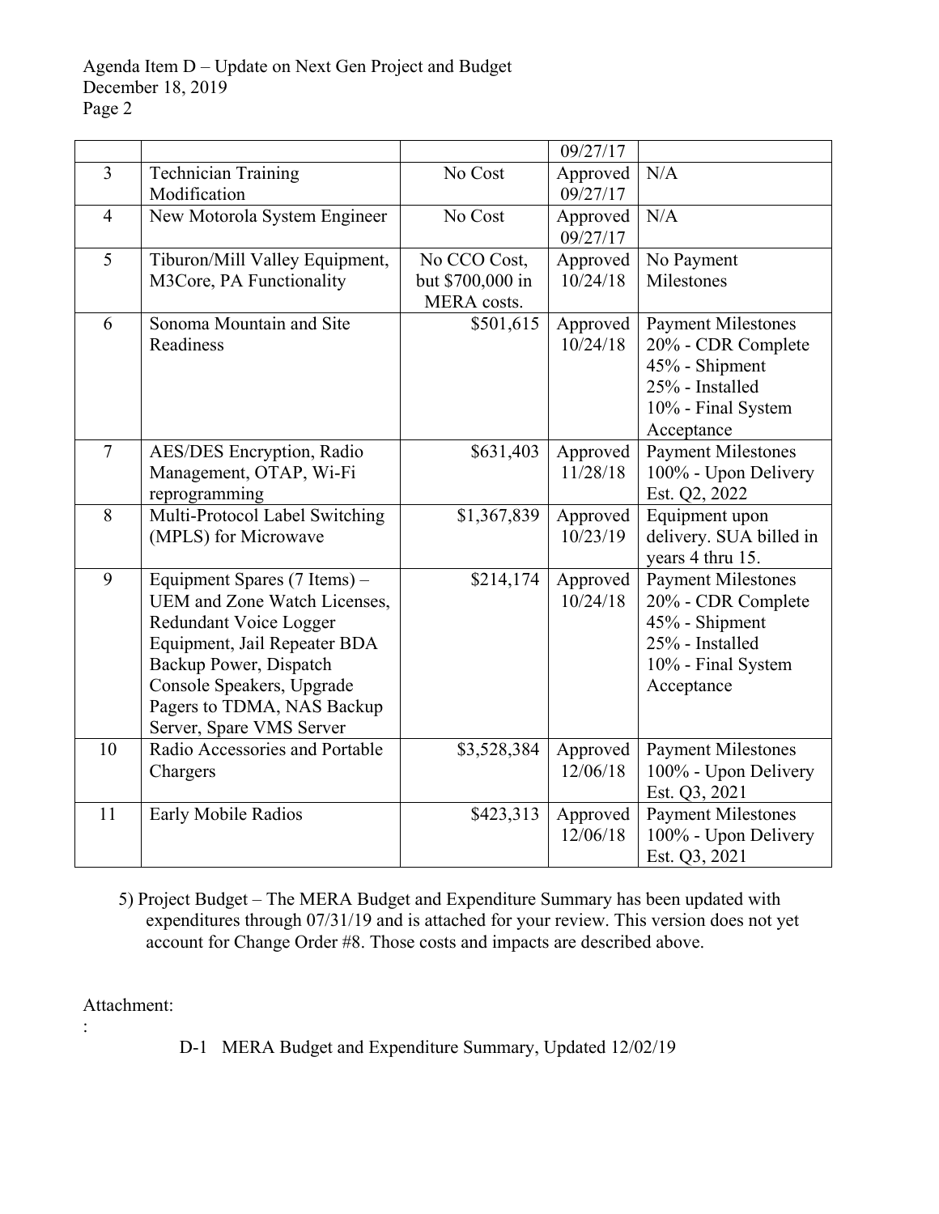| | | | | |
|---|---|---|---|---|
| | | | 09/27/17 | |
| 3 | Technician Training Modification | No Cost | Approved 09/27/17 | N/A |
| 4 | New Motorola System Engineer | No Cost | Approved 09/27/17 | N/A |
| 5 | Tiburon/Mill Valley Equipment, M3Core, PA Functionality | No CCO Cost, but $700,000 in MERA costs. | Approved 10/24/18 | No Payment Milestones |
| 6 | Sonoma Mountain and Site Readiness | $501,615 | Approved 10/24/18 | Payment Milestones 20% - CDR Complete 45% - Shipment 25% - Installed 10% - Final System Acceptance |
| 7 | AES/DES Encryption, Radio Management, OTAP, Wi-Fi reprogramming | $631,403 | Approved 11/28/18 | Payment Milestones 100% - Upon Delivery Est. Q2, 2022 |
| 8 | Multi-Protocol Label Switching (MPLS) for Microwave | $1,367,839 | Approved 10/23/19 | Equipment upon delivery. SUA billed in years 4 thru 15. |
| 9 | Equipment Spares (7 Items) – UEM and Zone Watch Licenses, Redundant Voice Logger Equipment, Jail Repeater BDA Backup Power, Dispatch Console Speakers, Upgrade Pagers to TDMA, NAS Backup Server, Spare VMS Server | $214,174 | Approved 10/24/18 | Payment Milestones 20% - CDR Complete 45% - Shipment 25% - Installed 10% - Final System Acceptance |
| 10 | Radio Accessories and Portable Chargers | $3,528,384 | Approved 12/06/18 | Payment Milestones 100% - Upon Delivery Est. Q3, 2021 |
| 11 | Early Mobile Radios | $423,313 | Approved 12/06/18 | Payment Milestones 100% - Upon Delivery Est. Q3, 2021 |

5) Project Budget – The MERA Budget and Expenditure Summary has been updated with expenditures through 07/31/19 and is attached for your review. This version does not yet account for Change Order #8. Those costs and impacts are described above.

Attachment:

:

D-1 MERA Budget and Expenditure Summary, Updated 12/02/19